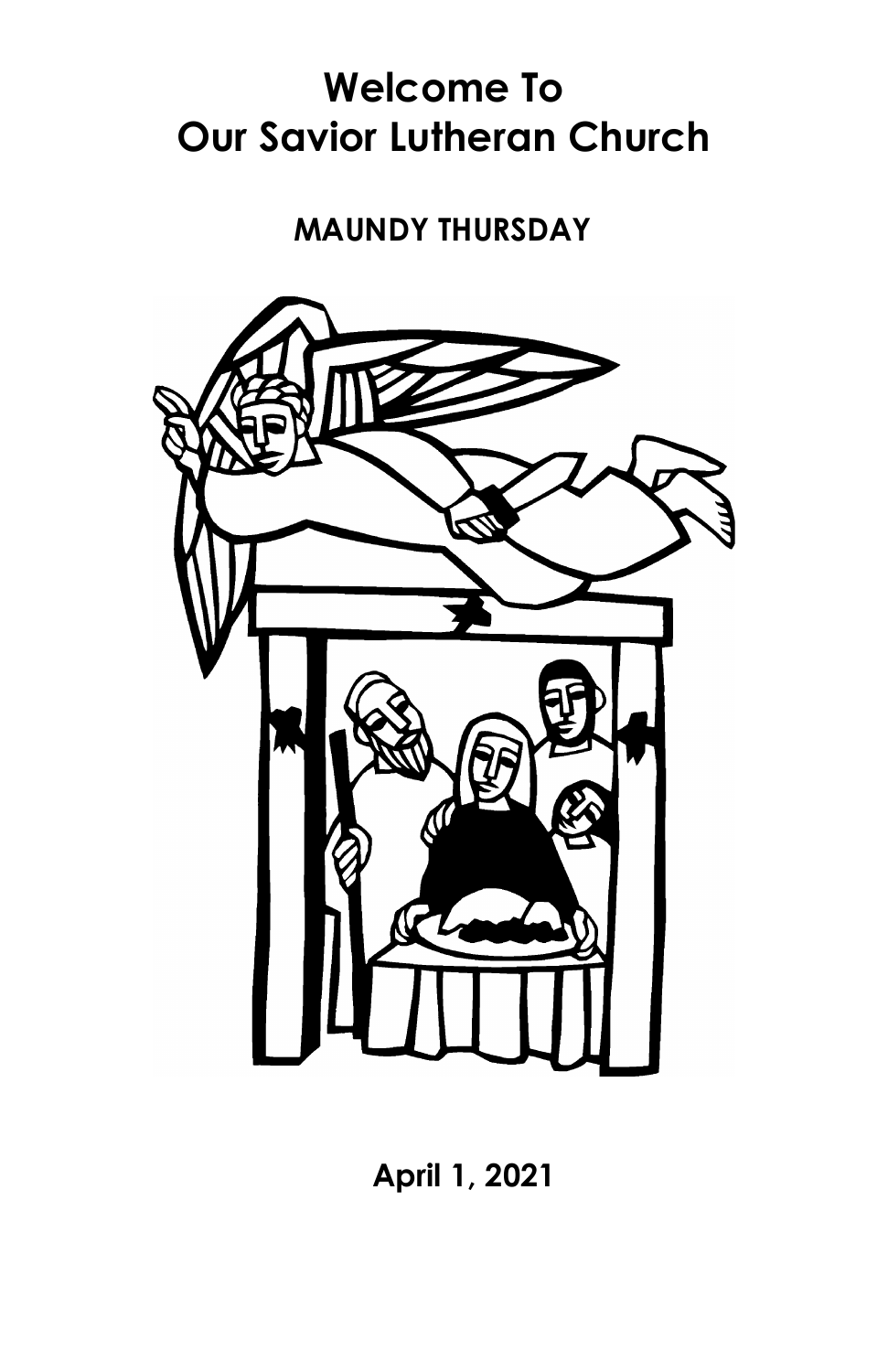# Welcome To Our Savior Lutheran Church

## MAUNDY THURSDAY

**April 1, 2021**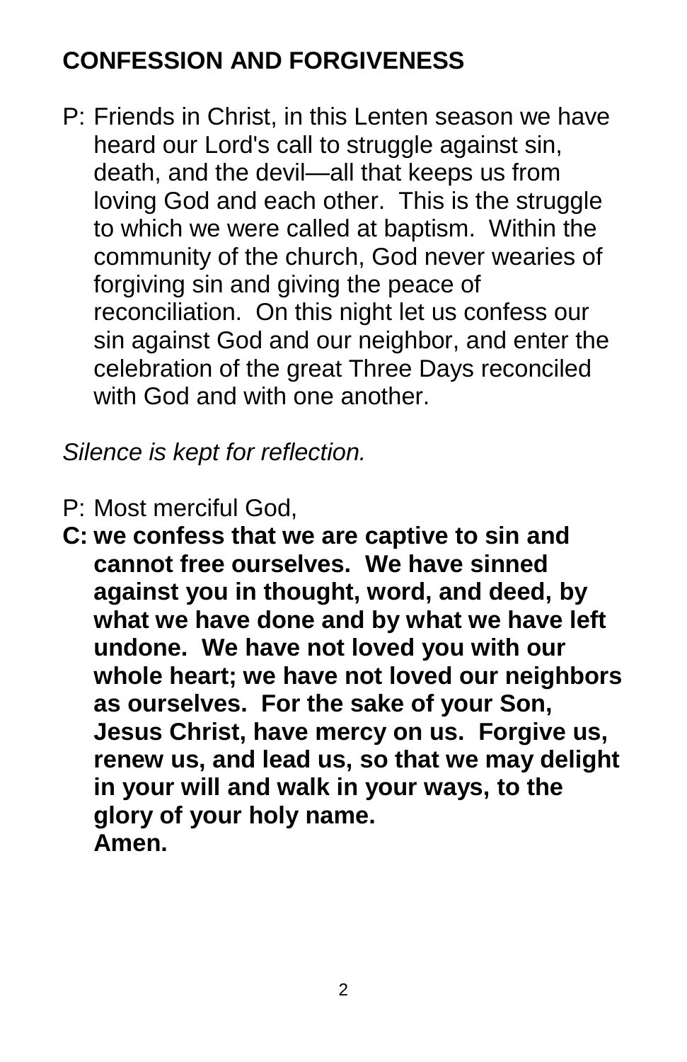## CONFESSION AND FORGIVENESS

P: Friends in Christ, in this Lenten season we have heard our Lord's call to struggle against sin, death, and the devil—all that keeps us from loving God and each other. This is the struggle to which we were called at baptism. Within the community of the church, God never wearies of forgiving sin and giving the peace of reconciliation. On this night let us confess our sin against God and our neighbor, and enter the celebration of the great Three Days reconciled with God and with one another.

*Silence is kept for reflection.*

P: Most merciful God,

**C: we confess that we are captive to sin and cannot free ourselves. We have sinned against you in thought, word, and deed, by what we have done and by what we have left undone. We have not loved you with our whole heart; we have not loved our neighbors as ourselves. For the sake of your Son, Jesus Christ, have mercy on us. Forgive us, renew us, and lead us, so that we may delight in your will and walk in your ways, to the glory of your holy name.**
**Amen.**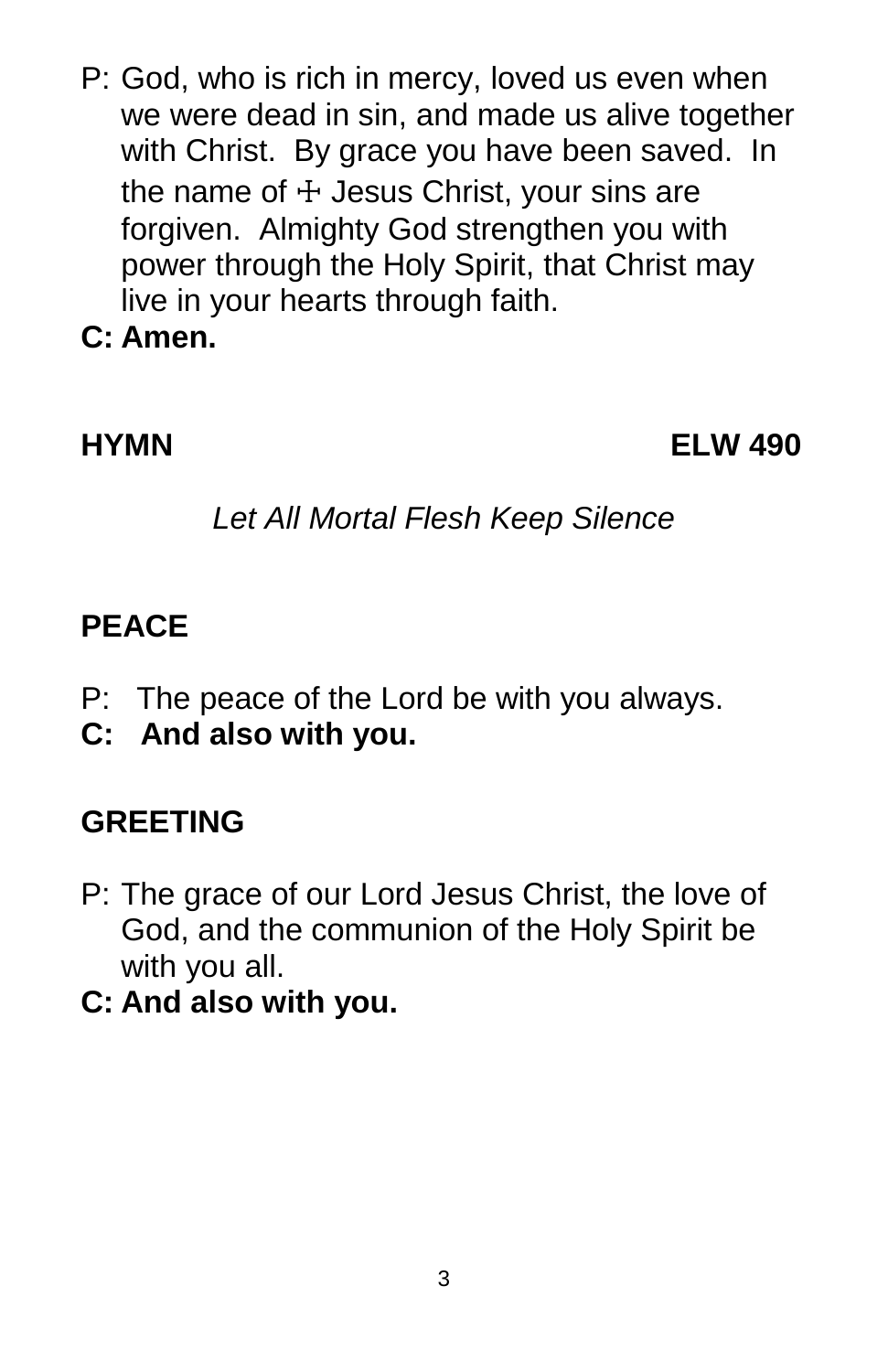P: God, who is rich in mercy, loved us even when we were dead in sin, and made us alive together with Christ. By grace you have been saved. In the name of ☩ Jesus Christ, your sins are forgiven. Almighty God strengthen you with power through the Holy Spirit, that Christ may live in your hearts through faith.

**C: Amen.**

**HYMN** **ELW 490**

*Let All Mortal Flesh Keep Silence*

**PEACE**

P: The peace of the Lord be with you always.

**C: And also with you.**

**GREETING**

P: The grace of our Lord Jesus Christ, the love of God, and the communion of the Holy Spirit be with you all.

**C: And also with you.**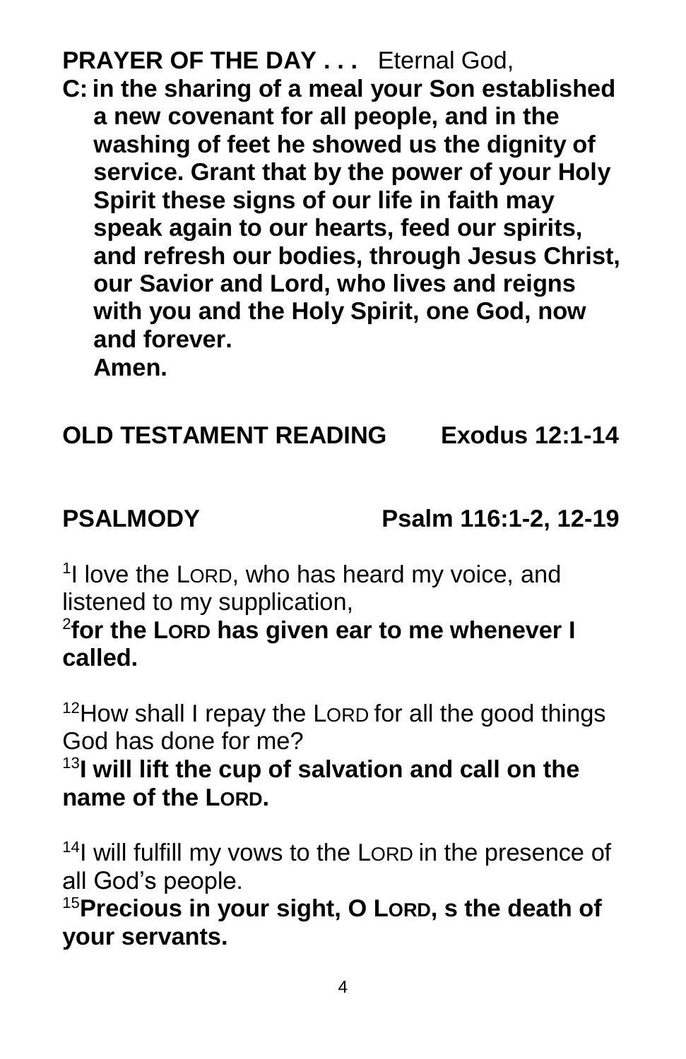**PRAYER OF THE DAY . . .** Eternal God,

**C: in the sharing of a meal your Son established a new covenant for all people, and in the washing of feet he showed us the dignity of service. Grant that by the power of your Holy Spirit these signs of our life in faith may speak again to our hearts, feed our spirits, and refresh our bodies, through Jesus Christ, our Savior and Lord, who lives and reigns with you and the Holy Spirit, one God, now and forever.**
**Amen.**

**OLD TESTAMENT READING Exodus 12:1-14**

**PSALMODY Psalm 116:1-2, 12-19**

[1]I love the LORD, who has heard my voice, and listened to my supplication,
[2]**for the LORD has given ear to me whenever I called.**

[12]How shall I repay the LORD for all the good things God has done for me?
[13]**I will lift the cup of salvation and call on the name of the LORD.**

[14]I will fulfill my vows to the LORD in the presence of all God's people.
[15]**Precious in your sight, O LORD, s the death of your servants.**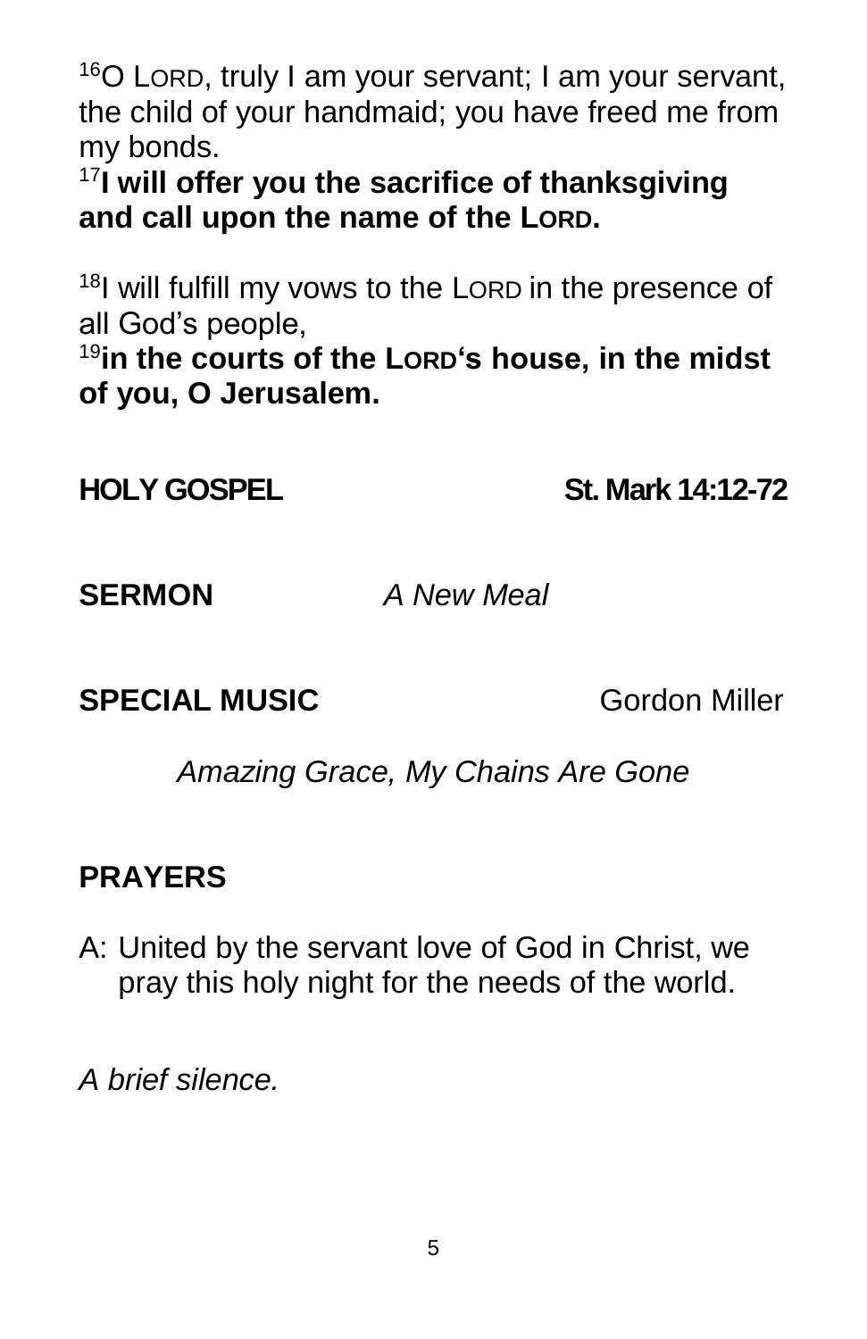[16]O LORD, truly I am your servant; I am your servant, the child of your handmaid; you have freed me from my bonds.
[17]**I will offer you the sacrifice of thanksgiving and call upon the name of the LORD.**

[18]I will fulfill my vows to the LORD in the presence of all God's people,
[19]**in the courts of the LORD's house, in the midst of you, O Jerusalem.**

**HOLY GOSPEL** **St. Mark 14:12-72**

**SERMON** *A New Meal*

**SPECIAL MUSIC** Gordon Miller

*Amazing Grace, My Chains Are Gone*

**PRAYERS**

A: United by the servant love of God in Christ, we pray this holy night for the needs of the world.

*A brief silence.*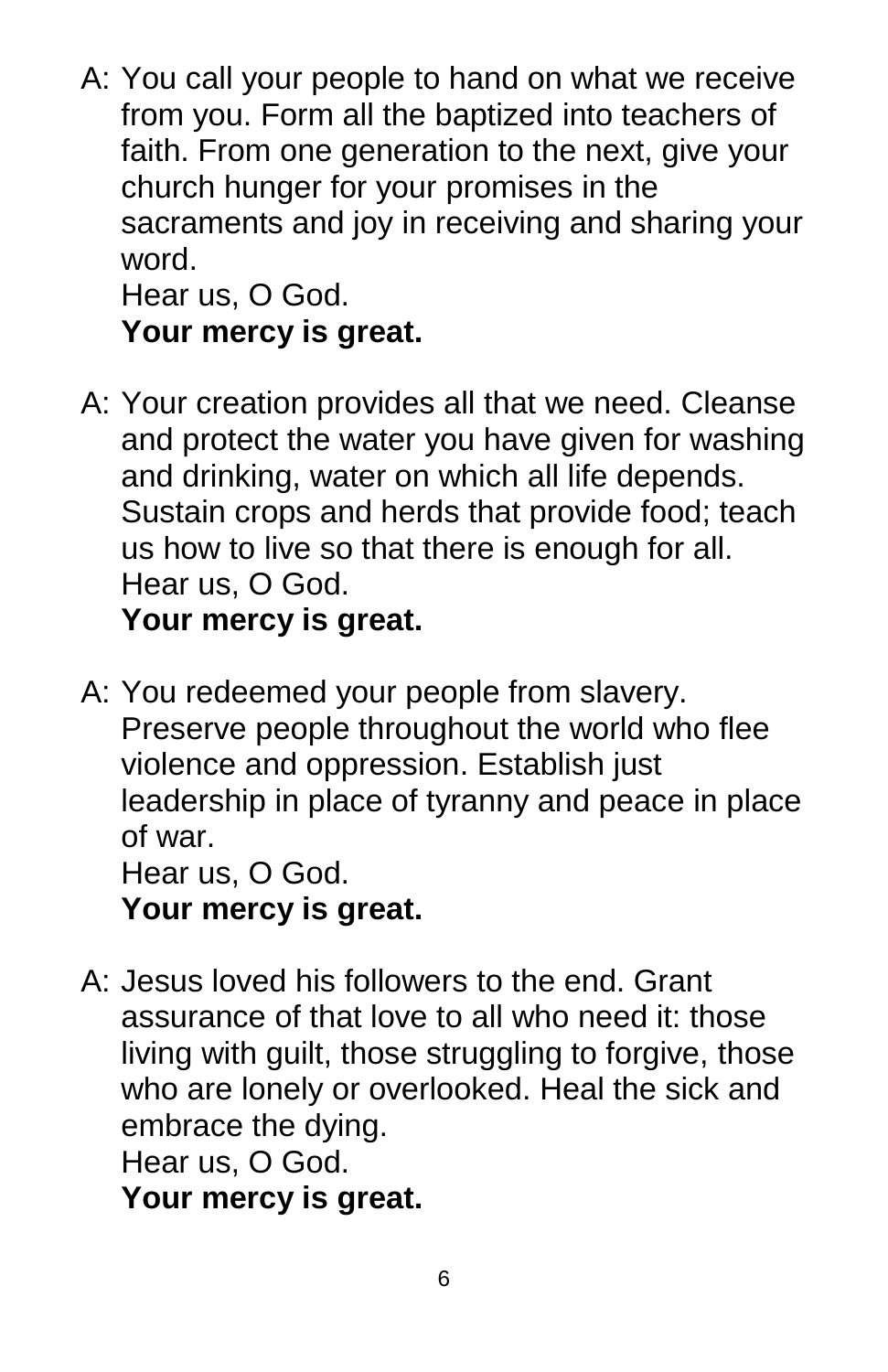A: You call your people to hand on what we receive from you. Form all the baptized into teachers of faith. From one generation to the next, give your church hunger for your promises in the sacraments and joy in receiving and sharing your word.
Hear us, O God.
**Your mercy is great.**

A: Your creation provides all that we need. Cleanse and protect the water you have given for washing and drinking, water on which all life depends. Sustain crops and herds that provide food; teach us how to live so that there is enough for all.
Hear us, O God.
**Your mercy is great.**

A: You redeemed your people from slavery. Preserve people throughout the world who flee violence and oppression. Establish just leadership in place of tyranny and peace in place of war.
Hear us, O God.
**Your mercy is great.**

A: Jesus loved his followers to the end. Grant assurance of that love to all who need it: those living with guilt, those struggling to forgive, those who are lonely or overlooked. Heal the sick and embrace the dying.
Hear us, O God.
**Your mercy is great.**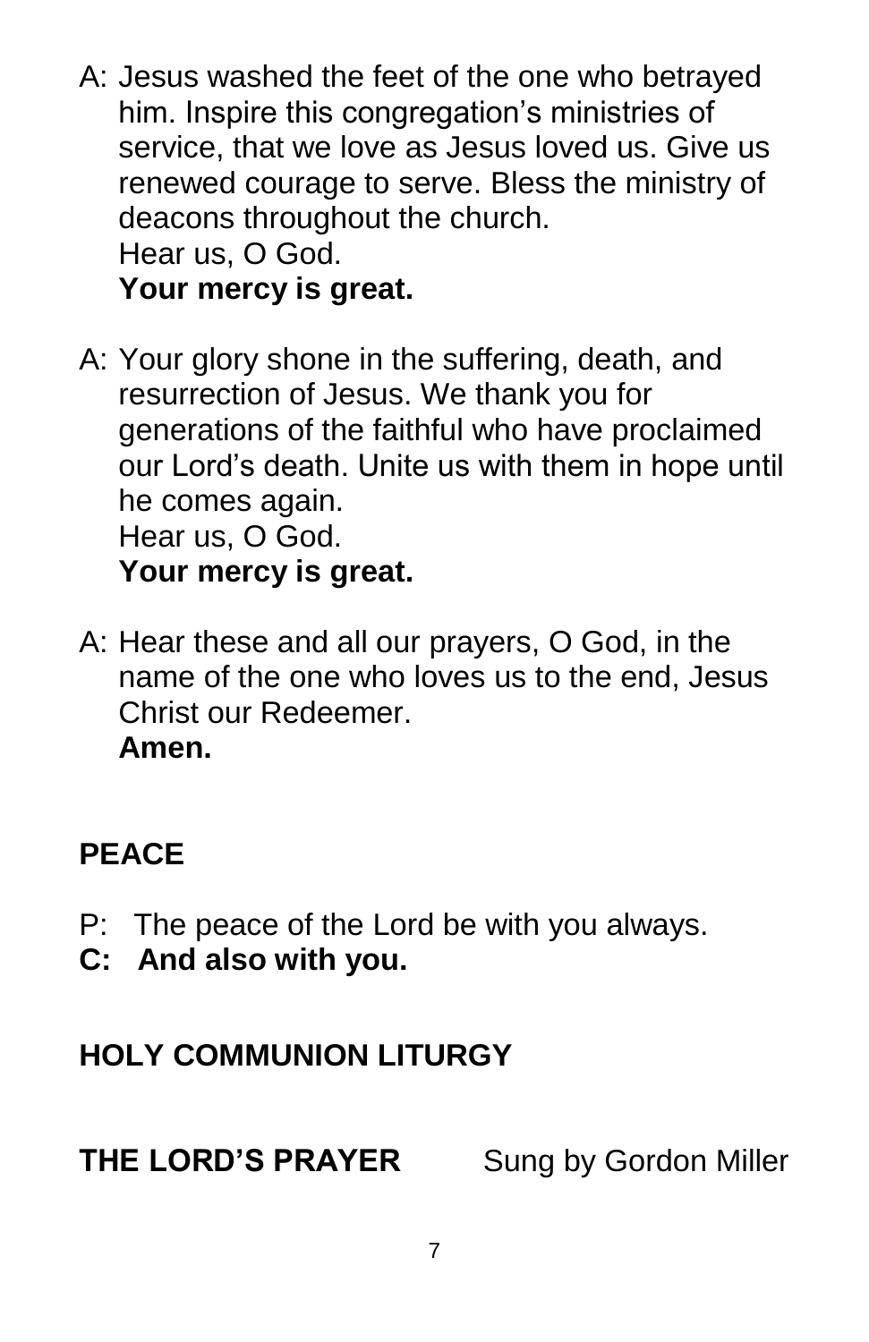A: Jesus washed the feet of the one who betrayed him. Inspire this congregation's ministries of service, that we love as Jesus loved us. Give us renewed courage to serve. Bless the ministry of deacons throughout the church.
Hear us, O God.
**Your mercy is great.**

A: Your glory shone in the suffering, death, and resurrection of Jesus. We thank you for generations of the faithful who have proclaimed our Lord's death. Unite us with them in hope until he comes again.
Hear us, O God.
**Your mercy is great.**

A: Hear these and all our prayers, O God, in the name of the one who loves us to the end, Jesus Christ our Redeemer.
**Amen.**

## PEACE

P: The peace of the Lord be with you always.
**C: And also with you.**

## HOLY COMMUNION LITURGY

## THE LORD'S PRAYER

Sung by Gordon Miller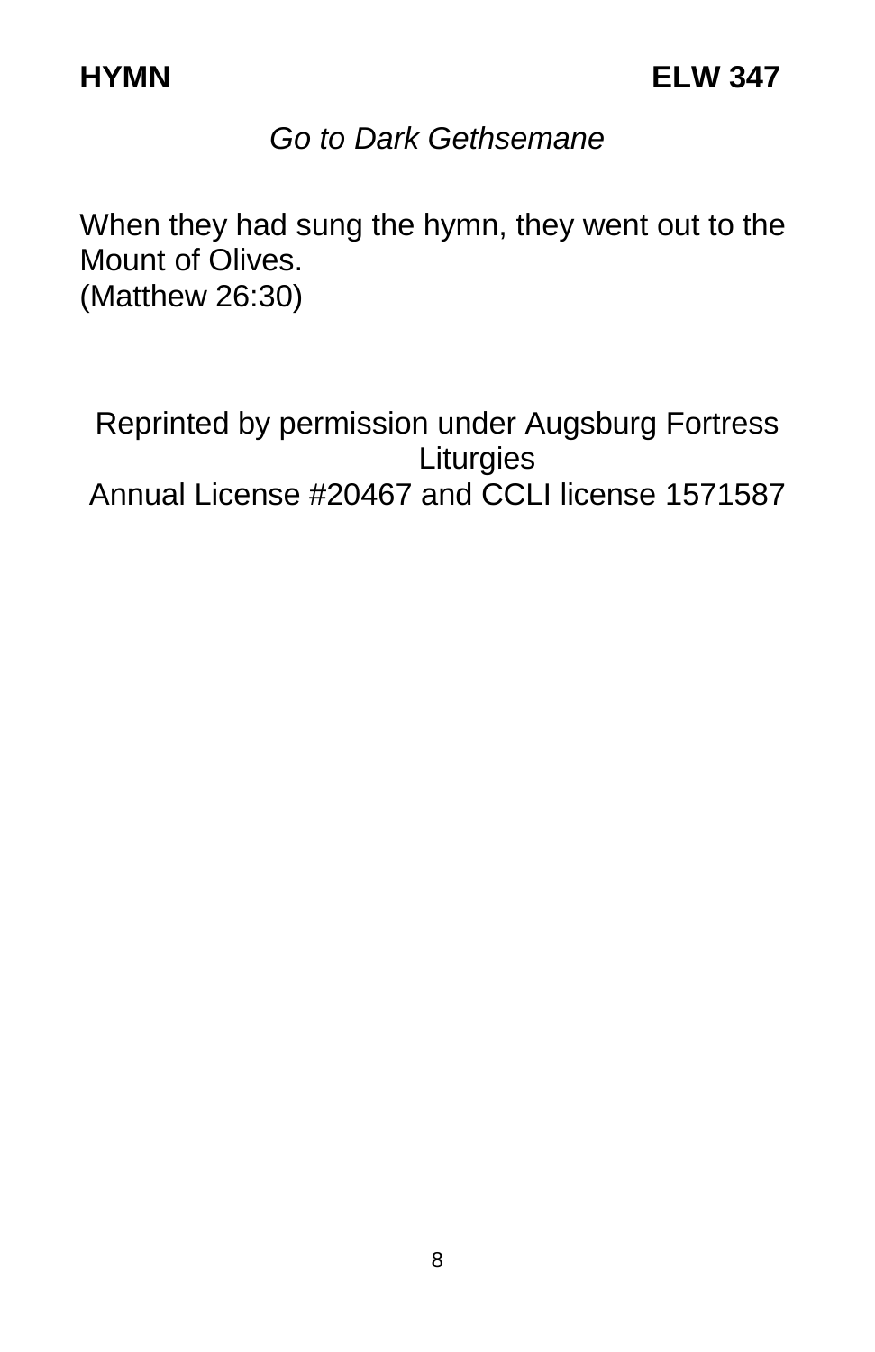**HYMN** **ELW 347**

*Go to Dark Gethsemane*

When they had sung the hymn, they went out to the Mount of Olives.
(Matthew 26:30)

Reprinted by permission under Augsburg Fortress Liturgies
Annual License #20467 and CCLI license 1571587